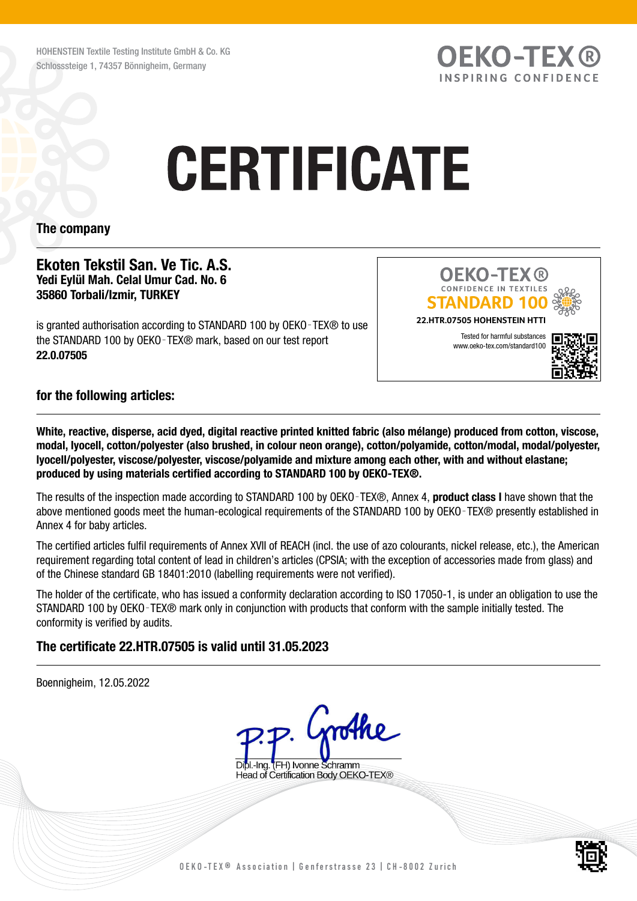HOHENSTEIN Textile Testing Institute GmbH & Co. KG
Schlosssteige 1, 74357 Bönnigheim, Germany

OEKO-TEX®
INSPIRING CONFIDENCE

# CERTIFICATE

**The company**

**Ekoten Tekstil San. Ve Tic. A.S.**
**Yedi Eylül Mah. Celal Umur Cad. No. 6**
**35860 Torbali/Izmir, TURKEY**

is granted authorisation according to STANDARD 100 by OEKO-TEX® to use the STANDARD 100 by OEKO-TEX® mark, based on our test report **22.0.07505**

OEKO-TEX®
CONFIDENCE IN TEXTILES
STANDARD 100
22.HTR.07505 HOHENSTEIN HTTI
Tested for harmful substances
www.oeko-tex.com/standard100

**for the following articles:**

**White, reactive, disperse, acid dyed, digital reactive printed knitted fabric (also mélange) produced from cotton, viscose, modal, lyocell, cotton/polyester (also brushed, in colour neon orange), cotton/polyamide, cotton/modal, modal/polyester, lyocell/polyester, viscose/polyester, viscose/polyamide and mixture among each other, with and without elastane; produced by using materials certified according to STANDARD 100 by OEKO-TEX®.**

The results of the inspection made according to STANDARD 100 by OEKO-TEX®, Annex 4, **product class I** have shown that the above mentioned goods meet the human-ecological requirements of the STANDARD 100 by OEKO-TEX® presently established in Annex 4 for baby articles.

The certified articles fulfil requirements of Annex XVII of REACH (incl. the use of azo colourants, nickel release, etc.), the American requirement regarding total content of lead in children's articles (CPSIA; with the exception of accessories made from glass) and of the Chinese standard GB 18401:2010 (labelling requirements were not verified).

The holder of the certificate, who has issued a conformity declaration according to ISO 17050-1, is under an obligation to use the STANDARD 100 by OEKO-TEX® mark only in conjunction with products that conform with the sample initially tested. The conformity is verified by audits.

**The certificate 22.HTR.07505 is valid until 31.05.2023**

Boennigheim, 12.05.2022

Dipl.-Ing. (FH) Ivonne Schramm
Head of Certification Body OEKO-TEX®

OEKO-TEX® Association | Genferstrasse 23 | CH-8002 Zurich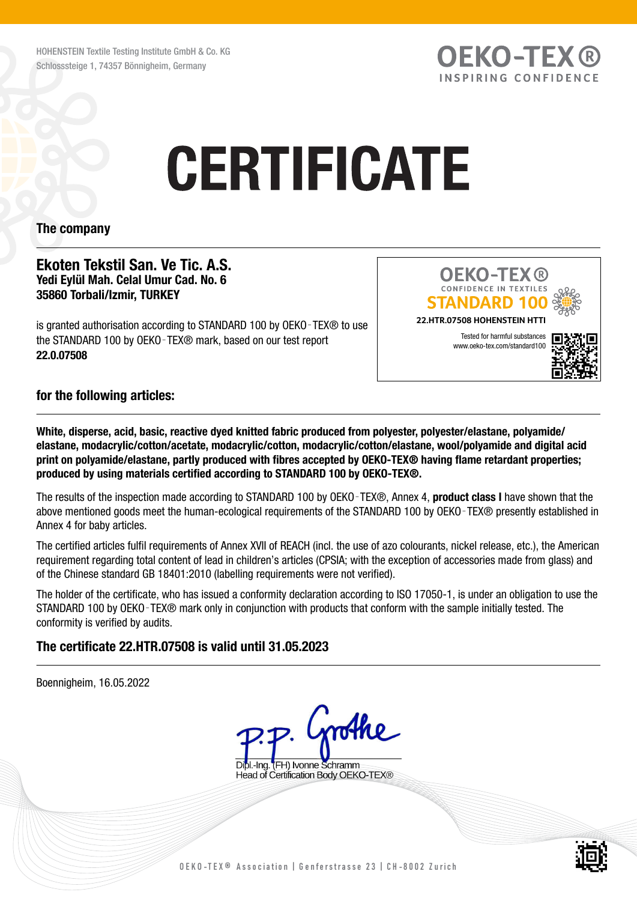HOHENSTEIN Textile Testing Institute GmbH & Co. KG
Schlosssteige 1, 74357 Bönnigheim, Germany

OEKO-TEX®
INSPIRING CONFIDENCE

# CERTIFICATE

**The company**

**Ekoten Tekstil San. Ve Tic. A.S.**
**Yedi Eylül Mah. Celal Umur Cad. No. 6**
**35860 Torbali/Izmir, TURKEY**

is granted authorisation according to STANDARD 100 by OEKO-TEX® to use the STANDARD 100 by OEKO-TEX® mark, based on our test report **22.0.07508**

OEKO-TEX®
CONFIDENCE IN TEXTILES
STANDARD 100
**22.HTR.07508 HOHENSTEIN HTTI**
Tested for harmful substances
www.oeko-tex.com/standard100

**for the following articles:**

**White, disperse, acid, basic, reactive dyed knitted fabric produced from polyester, polyester/elastane, polyamide/ elastane, modacrylic/cotton/acetate, modacrylic/cotton, modacrylic/cotton/elastane, wool/polyamide and digital acid print on polyamide/elastane, partly produced with fibres accepted by OEKO-TEX® having flame retardant properties; produced by using materials certified according to STANDARD 100 by OEKO-TEX®.**

The results of the inspection made according to STANDARD 100 by OEKO-TEX®, Annex 4, **product class I** have shown that the above mentioned goods meet the human-ecological requirements of the STANDARD 100 by OEKO-TEX® presently established in Annex 4 for baby articles.

The certified articles fulfil requirements of Annex XVII of REACH (incl. the use of azo colourants, nickel release, etc.), the American requirement regarding total content of lead in children's articles (CPSIA; with the exception of accessories made from glass) and of the Chinese standard GB 18401:2010 (labelling requirements were not verified).

The holder of the certificate, who has issued a conformity declaration according to ISO 17050-1, is under an obligation to use the STANDARD 100 by OEKO-TEX® mark only in conjunction with products that conform with the sample initially tested. The conformity is verified by audits.

**The certificate 22.HTR.07508 is valid until 31.05.2023**

Boennigheim, 16.05.2022

P.P. Grothe

Dipl.-Ing. (FH) Ivonne Schramm
Head of Certification Body OEKO-TEX®

OEKO-TEX® Association | Genferstrasse 23 | CH-8002 Zurich